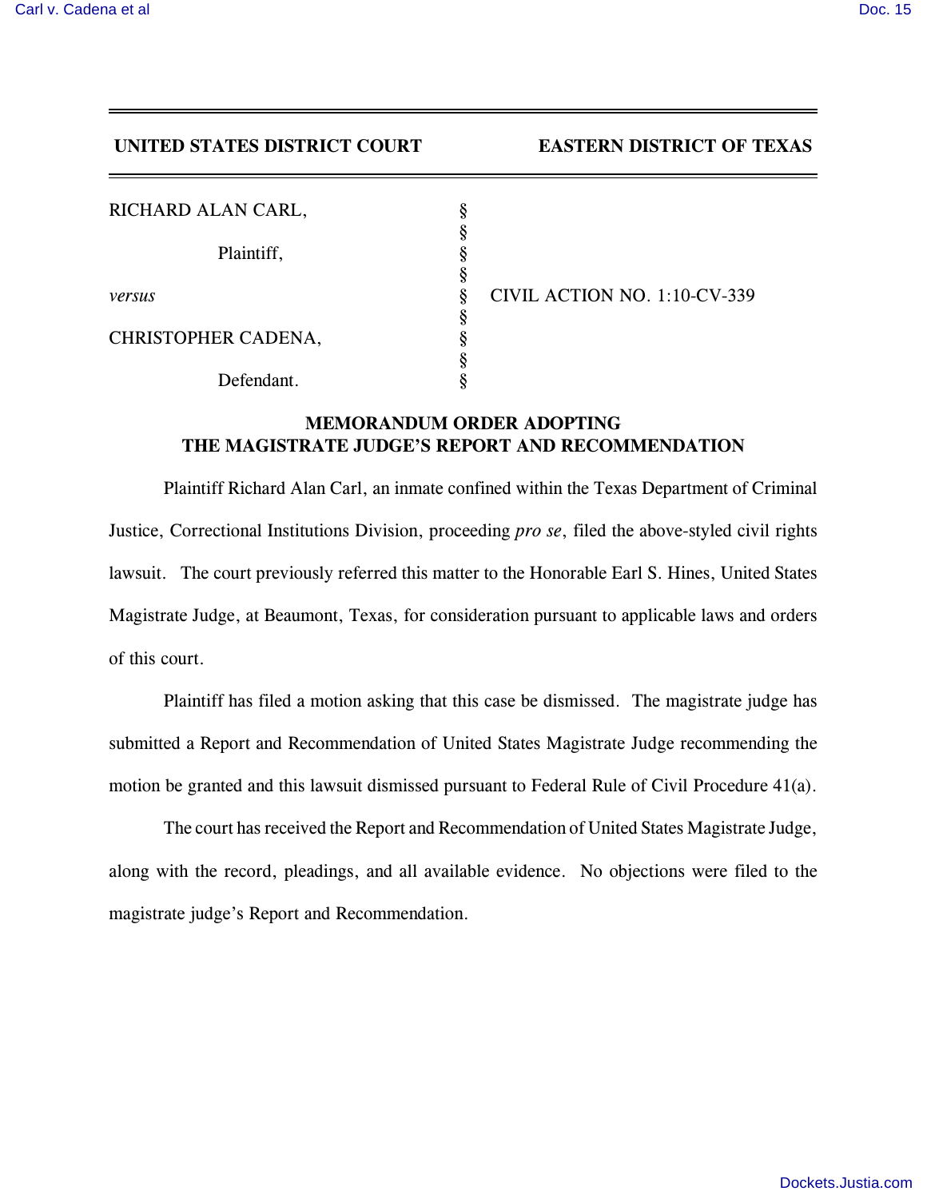**UNITED STATES DISTRICT COURT** **EASTERN DISTRICT OF TEXAS**

| | | |
|---|---|---|
| RICHARD ALAN CARL, | § | |
| | § | |
| Plaintiff, | § | |
| | § | |
| *versus* | § | CIVIL ACTION NO. 1:10-CV-339 |
| | § | |
| CHRISTOPHER CADENA, | § | |
| | § | |
| Defendant. | § | |

## MEMORANDUM ORDER ADOPTING THE MAGISTRATE JUDGE'S REPORT AND RECOMMENDATION

Plaintiff Richard Alan Carl, an inmate confined within the Texas Department of Criminal Justice, Correctional Institutions Division, proceeding *pro se*, filed the above-styled civil rights lawsuit. The court previously referred this matter to the Honorable Earl S. Hines, United States Magistrate Judge, at Beaumont, Texas, for consideration pursuant to applicable laws and orders of this court.

Plaintiff has filed a motion asking that this case be dismissed. The magistrate judge has submitted a Report and Recommendation of United States Magistrate Judge recommending the motion be granted and this lawsuit dismissed pursuant to Federal Rule of Civil Procedure 41(a).

The court has received the Report and Recommendation of United States Magistrate Judge, along with the record, pleadings, and all available evidence. No objections were filed to the magistrate judge's Report and Recommendation.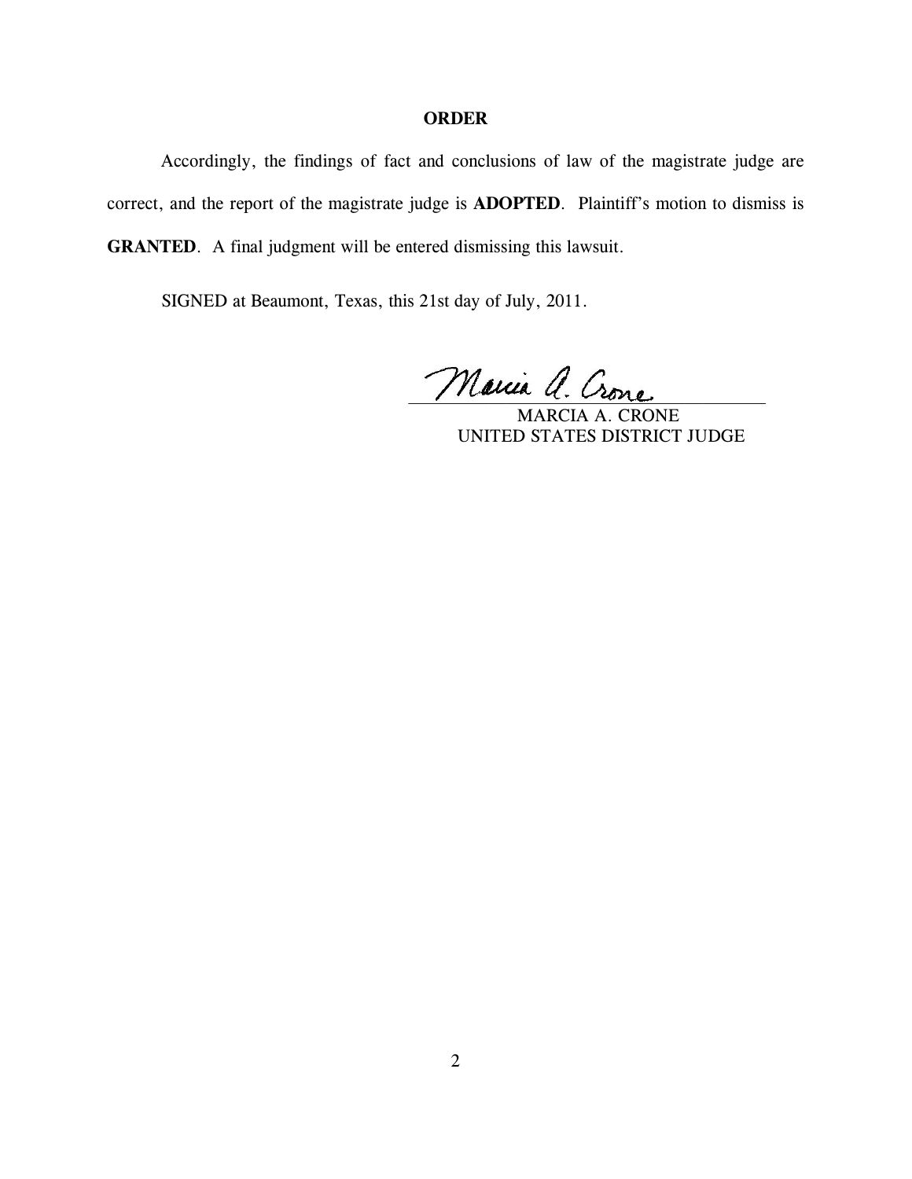**ORDER**

Accordingly, the findings of fact and conclusions of law of the magistrate judge are correct, and the report of the magistrate judge is **ADOPTED**. Plaintiff's motion to dismiss is **GRANTED**. A final judgment will be entered dismissing this lawsuit.

SIGNED at Beaumont, Texas, this 21st day of July, 2011.

Marcia A. Crone

MARCIA A. CRONE
UNITED STATES DISTRICT JUDGE